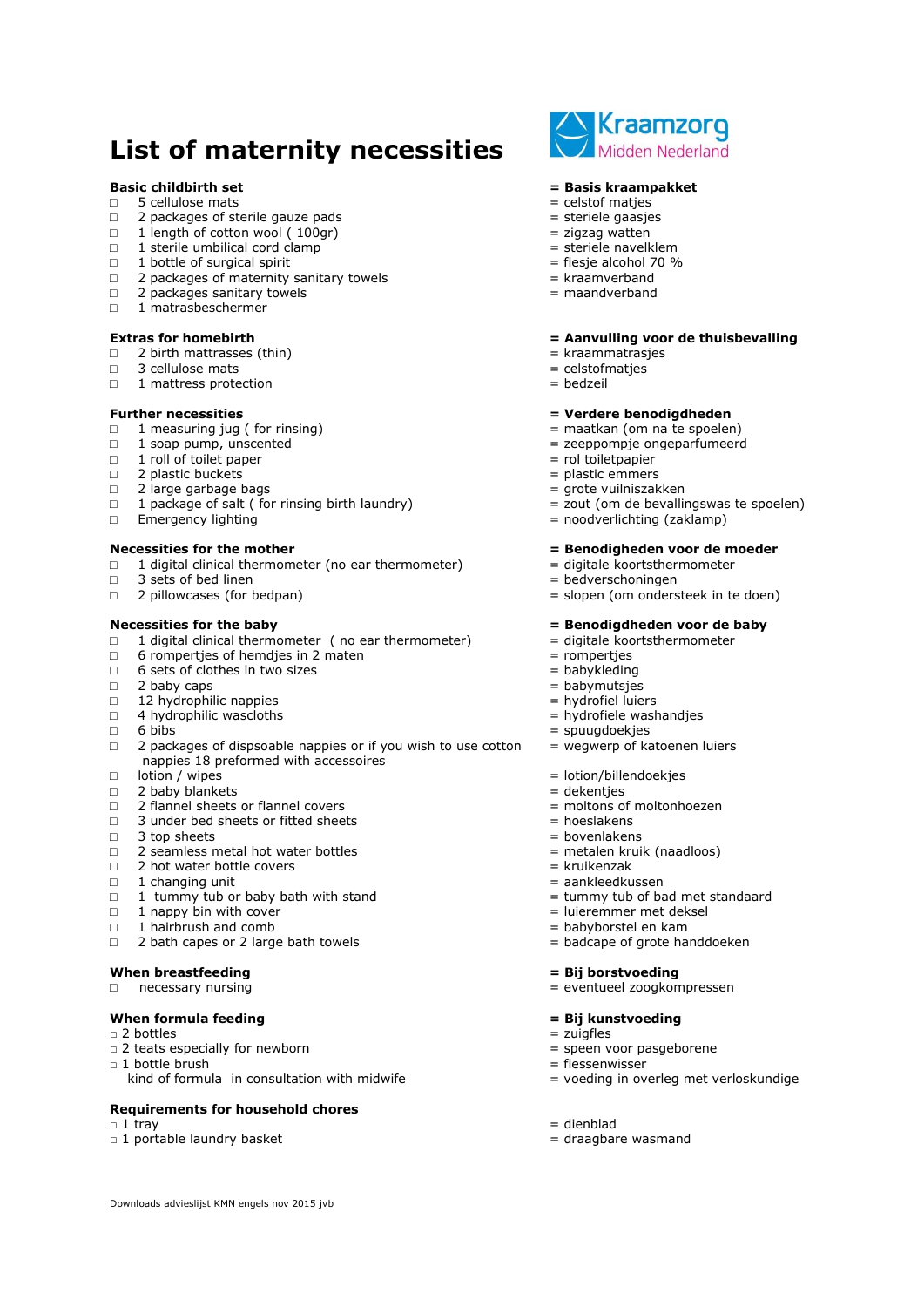# List of maternity necessities

Kraamzorg Midden Nederland

| **Basic childbirth set** | **= Basis kraampakket** |
|---|---|
| □ 5 cellulose mats | = celstof matjes |
| □ 2 packages of sterile gauze pads | = steriele gaasjes |
| □ 1 length of cotton wool ( 100gr) | = zigzag watten |
| □ 1 sterile umbilical cord clamp | = steriele navelklem |
| □ 1 bottle of surgical spirit | = flesje alcohol 70 % |
| □ 2 packages of maternity sanitary towels | = kraamverband |
| □ 2 packages sanitary towels | = maandverband |
| □ 1 matrasbeschermer | |

| **Extras for homebirth** | **= Aanvulling voor de thuisbevalling** |
|---|---|
| □ 2 birth mattrasses (thin) | = kraammatrasjes |
| □ 3 cellulose mats | = celstofmatjes |
| □ 1 mattress protection | = bedzeil |

| **Further necessities** | **= Verdere benodigdheden** |
|---|---|
| □ 1 measuring jug ( for rinsing) | = maatkan (om na te spoelen) |
| □ 1 soap pump, unscented | = zeeppompje ongeparfumeerd |
| □ 1 roll of toilet paper | = rol toiletpapier |
| □ 2 plastic buckets | = plastic emmers |
| □ 2 large garbage bags | = grote vuilniszakken |
| □ 1 package of salt ( for rinsing birth laundry) | = zout (om de bevallingswas te spoelen) |
| □ Emergency lighting | = noodverlichting (zaklamp) |

| **Necessities for the mother** | **= Benodigheden voor de moeder** |
|---|---|
| □ 1 digital clinical thermometer (no ear thermometer) | = digitale koortsthermometer |
| □ 3 sets of bed linen | = bedverschoningen |
| □ 2 pillowcases (for bedpan) | = slopen (om ondersteek in te doen) |

| **Necessities for the baby** | **= Benodigdheden voor de baby** |
|---|---|
| □ 1 digital clinical thermometer ( no ear thermometer) | = digitale koortsthermometer |
| □ 6 rompertjes of hemdjes in 2 maten | = rompertjes |
| □ 6 sets of clothes in two sizes | = babykleding |
| □ 2 baby caps | = babymutsjes |
| □ 12 hydrophilic nappies | = hydrofiel luiers |
| □ 4 hydrophilic wascloths | = hydrofiele washandjes |
| □ 6 bibs | = spuugdoekjes |
| □ 2 packages of dispsoable nappies or if you wish to use cotton nappies 18 preformed with accessoires | = wegwerp of katoenen luiers |
| □ lotion / wipes | = lotion/billendoekjes |
| □ 2 baby blankets | = dekentjes |
| □ 2 flannel sheets or flannel covers | = moltons of moltonhoezen |
| □ 3 under bed sheets or fitted sheets | = hoeslakens |
| □ 3 top sheets | = bovenlakens |
| □ 2 seamless metal hot water bottles | = metalen kruik (naadloos) |
| □ 2 hot water bottle covers | = kruikenzak |
| □ 1 changing unit | = aankleedkussen |
| □ 1 tummy tub or baby bath with stand | = tummy tub of bad met standaard |
| □ 1 nappy bin with cover | = luieremmer met deksel |
| □ 1 hairbrush and comb | = babyborstel en kam |
| □ 2 bath capes or 2 large bath towels | = badcape of grote handdoeken |

| **When breastfeeding** | **= Bij borstvoeding** |
|---|---|
| □ necessary nursing | = eventueel zoogkompressen |

| **When formula feeding** | **= Bij kunstvoeding** |
|---|---|
| □ 2 bottles | = zuigfles |
| □ 2 teats especially for newborn | = speen voor pasgeborene |
| □ 1 bottle brush | = flessenwisser |
| kind of formula in consultation with midwife | = voeding in overleg met verloskundige |

| **Requirements for household chores** | |
|---|---|
| □ 1 tray | = dienblad |
| □ 1 portable laundry basket | = draagbare wasmand |

Downloads advieslijst KMN engels nov 2015 jvb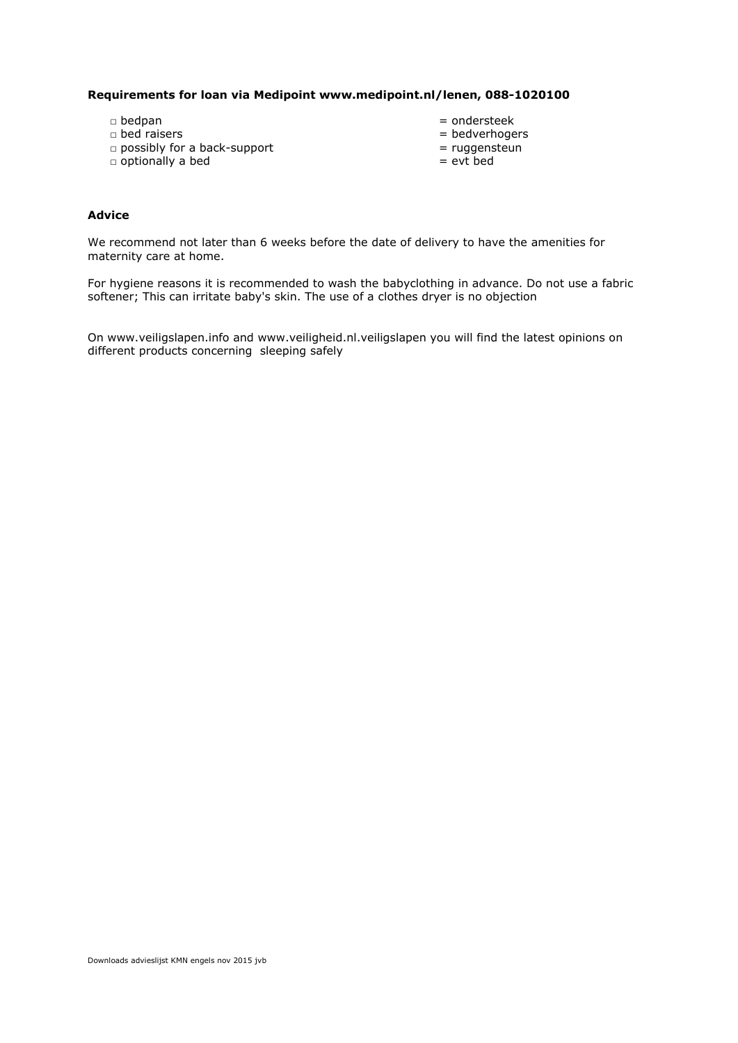**Requirements for loan via Medipoint www.medipoint.nl/lenen, 088-1020100**

- □ bedpan = ondersteek
- □ bed raisers = bedverhogers
- □ possibly for a back-support = ruggensteun
- □ optionally a bed = evt bed

**Advice**

We recommend not later than 6 weeks before the date of delivery to have the amenities for maternity care at home.

For hygiene reasons it is recommended to wash the babyclothing in advance. Do not use a fabric softener; This can irritate baby's skin. The use of a clothes dryer is no objection

On www.veiligslapen.info and www.veiligheid.nl.veiligslapen you will find the latest opinions on different products concerning sleeping safely